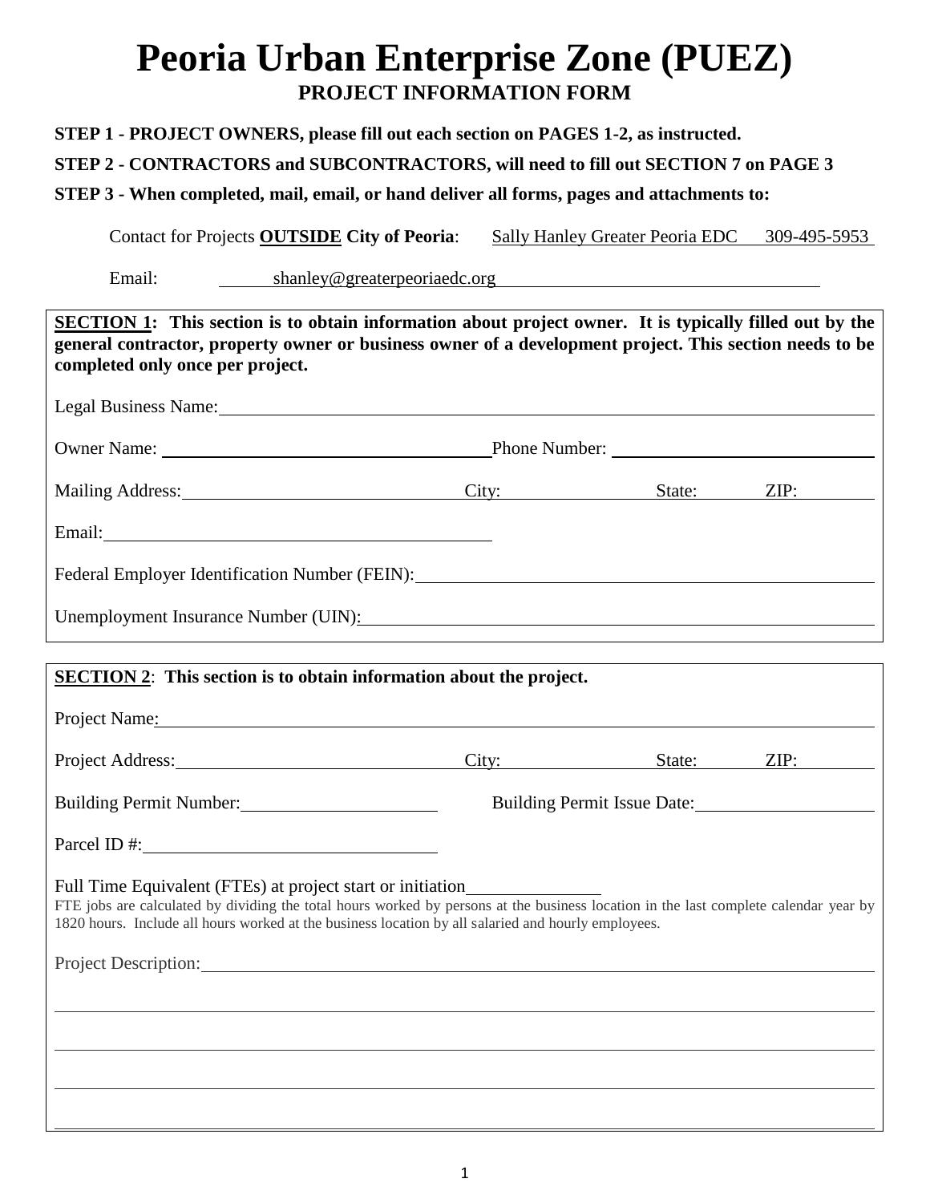# Peoria Urban Enterprise Zone (PUEZ)

## PROJECT INFORMATION FORM

**STEP 1 - PROJECT OWNERS, please fill out each section on PAGES 1-2, as instructed.**

**STEP 2 - CONTRACTORS and SUBCONTRACTORS, will need to fill out SECTION 7 on PAGE 3**

**STEP 3 - When completed, mail, email, or hand deliver all forms, pages and attachments to:**

Contact for Projects **OUTSIDE City of Peoria**: Sally Hanley Greater Peoria EDC 309-495-5953

Email: shanley@greaterpeoriaedc.org

**SECTION 1: This section is to obtain information about project owner. It is typically filled out by the general contractor, property owner or business owner of a development project. This section needs to be completed only once per project.**

Legal Business Name: ______________________________

Owner Name: ______________________________ Phone Number: ______________________________

Mailing Address: ______________________________ City: ______________ State: ________ ZIP: ________

Email: ______________________________

Federal Employer Identification Number (FEIN): ______________________________

Unemployment Insurance Number (UIN): ______________________________

**SECTION 2: This section is to obtain information about the project.**

Project Name: ______________________________

Project Address: ______________________________ City: ______________ State: ________ ZIP: ________

Building Permit Number: ______________________ Building Permit Issue Date: ______________________

Parcel ID #: ______________________________

Full Time Equivalent (FTEs) at project start or initiation ______________

FTE jobs are calculated by dividing the total hours worked by persons at the business location in the last complete calendar year by 1820 hours. Include all hours worked at the business location by all salaried and hourly employees.

Project Description: ______________________________

______________________________

______________________________

______________________________

______________________________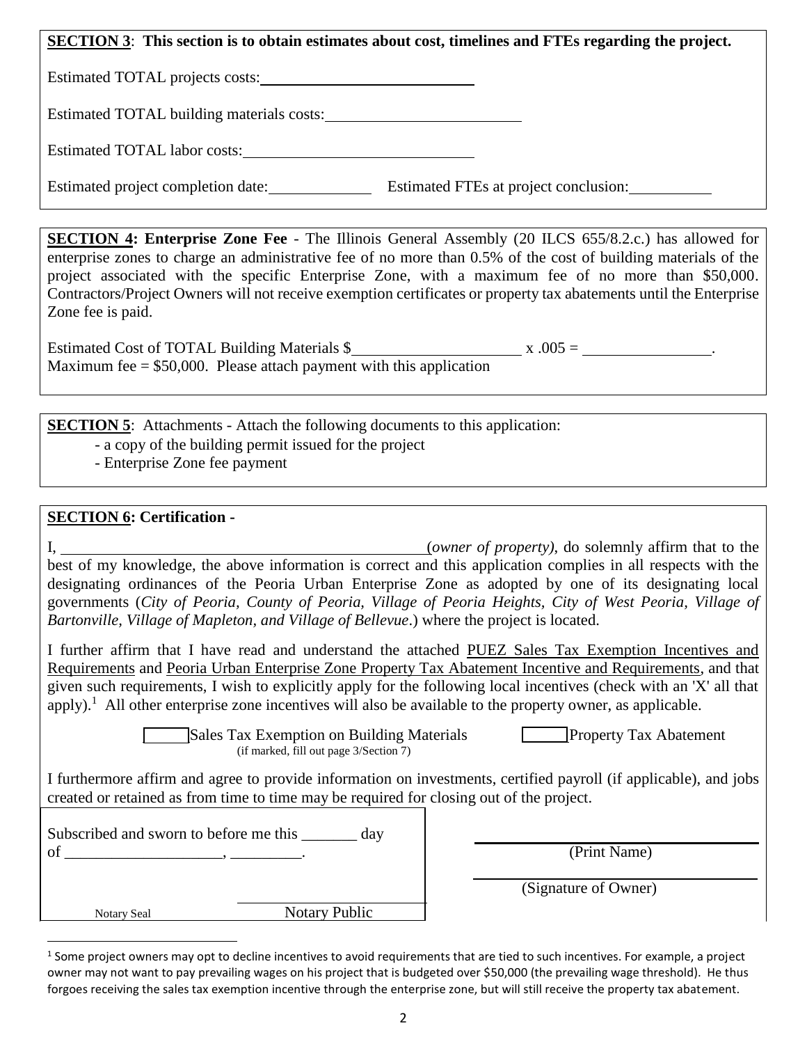**SECTION 3**: **This section is to obtain estimates about cost, timelines and FTEs regarding the project.**

Estimated TOTAL projects costs: ____________________________

Estimated TOTAL building materials costs: __________________________

Estimated TOTAL labor costs: ______________________________

Estimated project completion date: _____________ Estimated FTEs at project conclusion: ___________

**SECTION 4: Enterprise Zone Fee** - The Illinois General Assembly (20 ILCS 655/8.2.c.) has allowed for enterprise zones to charge an administrative fee of no more than 0.5% of the cost of building materials of the project associated with the specific Enterprise Zone, with a maximum fee of no more than $50,000. Contractors/Project Owners will not receive exemption certificates or property tax abatements until the Enterprise Zone fee is paid.

Estimated Cost of TOTAL Building Materials $______________________ x .005 = _________________.
Maximum fee = $50,000. Please attach payment with this application

**SECTION 5**: Attachments - Attach the following documents to this application:

- a copy of the building permit issued for the project
- Enterprise Zone fee payment

**SECTION 6: Certification -**

I, __________________________________________________(*owner of property)*, do solemnly affirm that to the best of my knowledge, the above information is correct and this application complies in all respects with the designating ordinances of the Peoria Urban Enterprise Zone as adopted by one of its designating local governments (*City of Peoria, County of Peoria, Village of Peoria Heights, City of West Peoria, Village of Bartonville, Village of Mapleton, and Village of Bellevue*.) where the project is located.

I further affirm that I have read and understand the attached PUEZ Sales Tax Exemption Incentives and Requirements and Peoria Urban Enterprise Zone Property Tax Abatement Incentive and Requirements, and that given such requirements, I wish to explicitly apply for the following local incentives (check with an 'X' all that apply).[1] All other enterprise zone incentives will also be available to the property owner, as applicable.

☐ Sales Tax Exemption on Building Materials (if marked, fill out page 3/Section 7) ☐ Property Tax Abatement

I furthermore affirm and agree to provide information on investments, certified payroll (if applicable), and jobs created or retained as from time to time may be required for closing out of the project.

Subscribed and sworn to before me this _______ day of ____________________, _________.

Notary Seal ______________________ Notary Public

______________________________ (Print Name)

______________________________ (Signature of Owner)

[1] Some project owners may opt to decline incentives to avoid requirements that are tied to such incentives. For example, a project owner may not want to pay prevailing wages on his project that is budgeted over $50,000 (the prevailing wage threshold). He thus forgoes receiving the sales tax exemption incentive through the enterprise zone, but will still receive the property tax abatement.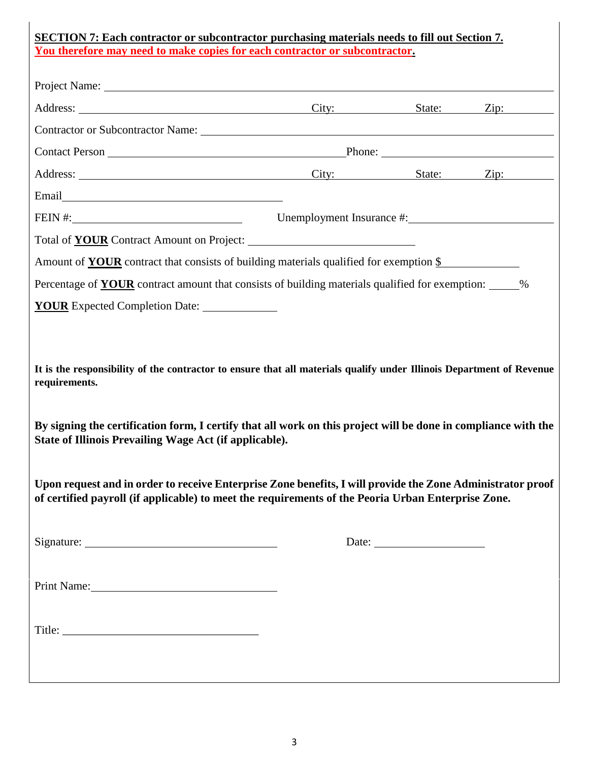**SECTION 7: Each contractor or subcontractor purchasing materials needs to fill out Section 7.**
**You therefore may need to make copies for each contractor or subcontractor.**

Project Name: ____________________________________________

Address: ______________________ City: __________ State: ______ Zip: ______

Contractor or Subcontractor Name: ______________________________

Contact Person ______________________ Phone: ______________________

Address: ______________________ City: __________ State: ______ Zip: ______

Email ______________________

FEIN #: ______________________ Unemployment Insurance #: ______________________

Total of **YOUR** Contract Amount on Project: ______________________

Amount of **YOUR** contract that consists of building materials qualified for exemption $ __________

Percentage of **YOUR** contract amount that consists of building materials qualified for exemption: _____%

**YOUR** Expected Completion Date: __________

**It is the responsibility of the contractor to ensure that all materials qualify under Illinois Department of Revenue requirements.**

**By signing the certification form, I certify that all work on this project will be done in compliance with the State of Illinois Prevailing Wage Act (if applicable).**

**Upon request and in order to receive Enterprise Zone benefits, I will provide the Zone Administrator proof of certified payroll (if applicable) to meet the requirements of the Peoria Urban Enterprise Zone.**

Signature: ______________________ Date: ______________

Print Name: ______________________

Title: ______________________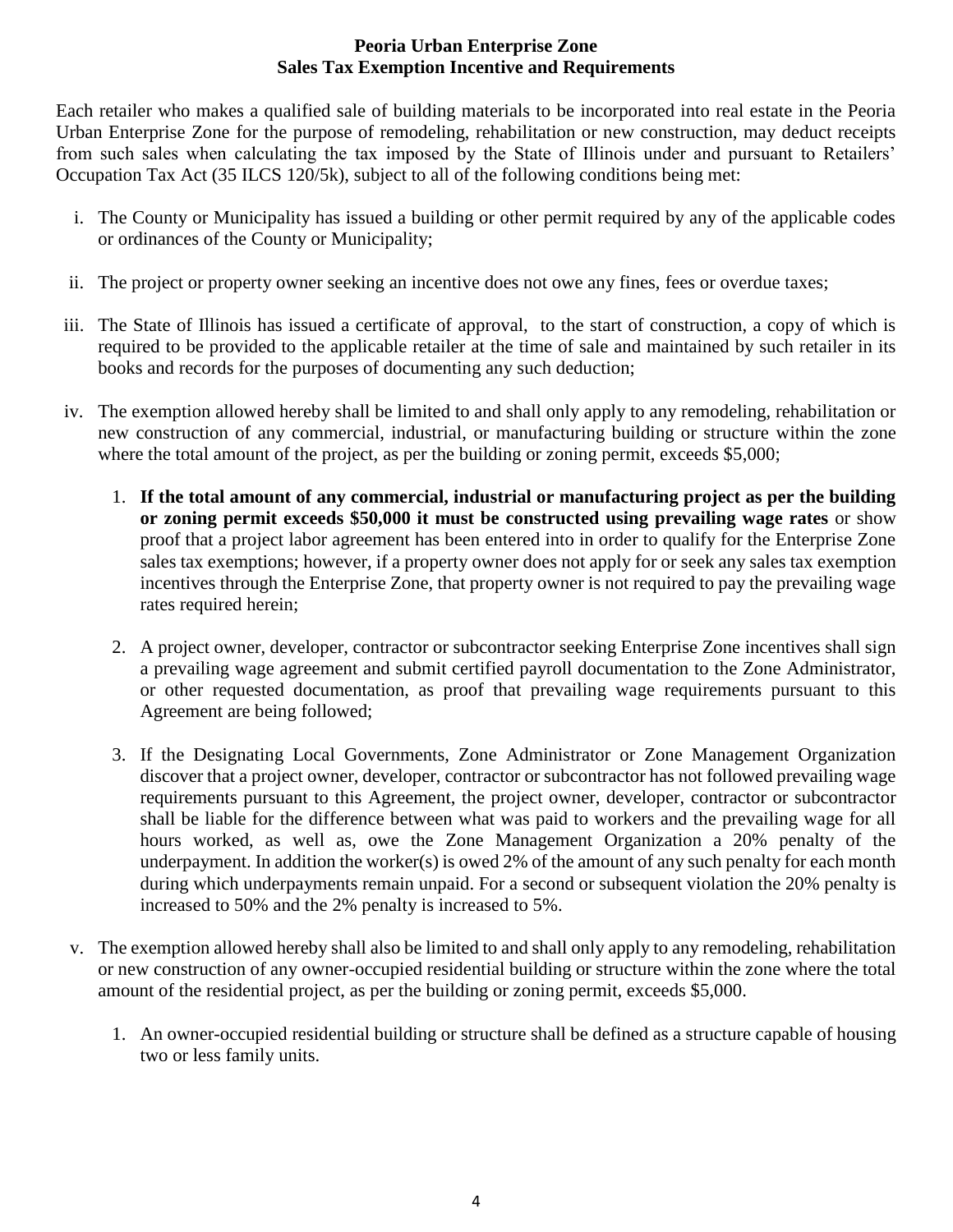**Peoria Urban Enterprise Zone**
**Sales Tax Exemption Incentive and Requirements**

Each retailer who makes a qualified sale of building materials to be incorporated into real estate in the Peoria Urban Enterprise Zone for the purpose of remodeling, rehabilitation or new construction, may deduct receipts from such sales when calculating the tax imposed by the State of Illinois under and pursuant to Retailers' Occupation Tax Act (35 ILCS 120/5k), subject to all of the following conditions being met:

i. The County or Municipality has issued a building or other permit required by any of the applicable codes or ordinances of the County or Municipality;

ii. The project or property owner seeking an incentive does not owe any fines, fees or overdue taxes;

iii. The State of Illinois has issued a certificate of approval, to the start of construction, a copy of which is required to be provided to the applicable retailer at the time of sale and maintained by such retailer in its books and records for the purposes of documenting any such deduction;

iv. The exemption allowed hereby shall be limited to and shall only apply to any remodeling, rehabilitation or new construction of any commercial, industrial, or manufacturing building or structure within the zone where the total amount of the project, as per the building or zoning permit, exceeds $5,000;

   1. **If the total amount of any commercial, industrial or manufacturing project as per the building or zoning permit exceeds $50,000 it must be constructed using prevailing wage rates** or show proof that a project labor agreement has been entered into in order to qualify for the Enterprise Zone sales tax exemptions; however, if a property owner does not apply for or seek any sales tax exemption incentives through the Enterprise Zone, that property owner is not required to pay the prevailing wage rates required herein;

   2. A project owner, developer, contractor or subcontractor seeking Enterprise Zone incentives shall sign a prevailing wage agreement and submit certified payroll documentation to the Zone Administrator, or other requested documentation, as proof that prevailing wage requirements pursuant to this Agreement are being followed;

   3. If the Designating Local Governments, Zone Administrator or Zone Management Organization discover that a project owner, developer, contractor or subcontractor has not followed prevailing wage requirements pursuant to this Agreement, the project owner, developer, contractor or subcontractor shall be liable for the difference between what was paid to workers and the prevailing wage for all hours worked, as well as, owe the Zone Management Organization a 20% penalty of the underpayment. In addition the worker(s) is owed 2% of the amount of any such penalty for each month during which underpayments remain unpaid. For a second or subsequent violation the 20% penalty is increased to 50% and the 2% penalty is increased to 5%.

v. The exemption allowed hereby shall also be limited to and shall only apply to any remodeling, rehabilitation or new construction of any owner-occupied residential building or structure within the zone where the total amount of the residential project, as per the building or zoning permit, exceeds $5,000.

   1. An owner-occupied residential building or structure shall be defined as a structure capable of housing two or less family units.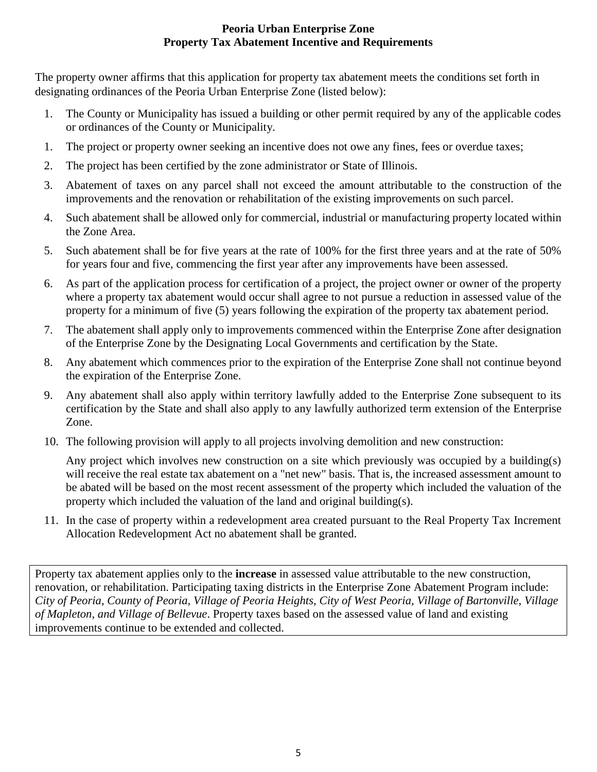**Peoria Urban Enterprise Zone**
**Property Tax Abatement Incentive and Requirements**

The property owner affirms that this application for property tax abatement meets the conditions set forth in designating ordinances of the Peoria Urban Enterprise Zone (listed below):

1. The County or Municipality has issued a building or other permit required by any of the applicable codes or ordinances of the County or Municipality.
1. The project or property owner seeking an incentive does not owe any fines, fees or overdue taxes;
2. The project has been certified by the zone administrator or State of Illinois.
3. Abatement of taxes on any parcel shall not exceed the amount attributable to the construction of the improvements and the renovation or rehabilitation of the existing improvements on such parcel.
4. Such abatement shall be allowed only for commercial, industrial or manufacturing property located within the Zone Area.
5. Such abatement shall be for five years at the rate of 100% for the first three years and at the rate of 50% for years four and five, commencing the first year after any improvements have been assessed.
6. As part of the application process for certification of a project, the project owner or owner of the property where a property tax abatement would occur shall agree to not pursue a reduction in assessed value of the property for a minimum of five (5) years following the expiration of the property tax abatement period.
7. The abatement shall apply only to improvements commenced within the Enterprise Zone after designation of the Enterprise Zone by the Designating Local Governments and certification by the State.
8. Any abatement which commences prior to the expiration of the Enterprise Zone shall not continue beyond the expiration of the Enterprise Zone.
9. Any abatement shall also apply within territory lawfully added to the Enterprise Zone subsequent to its certification by the State and shall also apply to any lawfully authorized term extension of the Enterprise Zone.
10. The following provision will apply to all projects involving demolition and new construction:

    Any project which involves new construction on a site which previously was occupied by a building(s) will receive the real estate tax abatement on a "net new" basis. That is, the increased assessment amount to be abated will be based on the most recent assessment of the property which included the valuation of the property which included the valuation of the land and original building(s).

11. In the case of property within a redevelopment area created pursuant to the Real Property Tax Increment Allocation Redevelopment Act no abatement shall be granted.

Property tax abatement applies only to the **increase** in assessed value attributable to the new construction, renovation, or rehabilitation. Participating taxing districts in the Enterprise Zone Abatement Program include: *City of Peoria, County of Peoria, Village of Peoria Heights, City of West Peoria, Village of Bartonville, Village of Mapleton, and Village of Bellevue*. Property taxes based on the assessed value of land and existing improvements continue to be extended and collected.